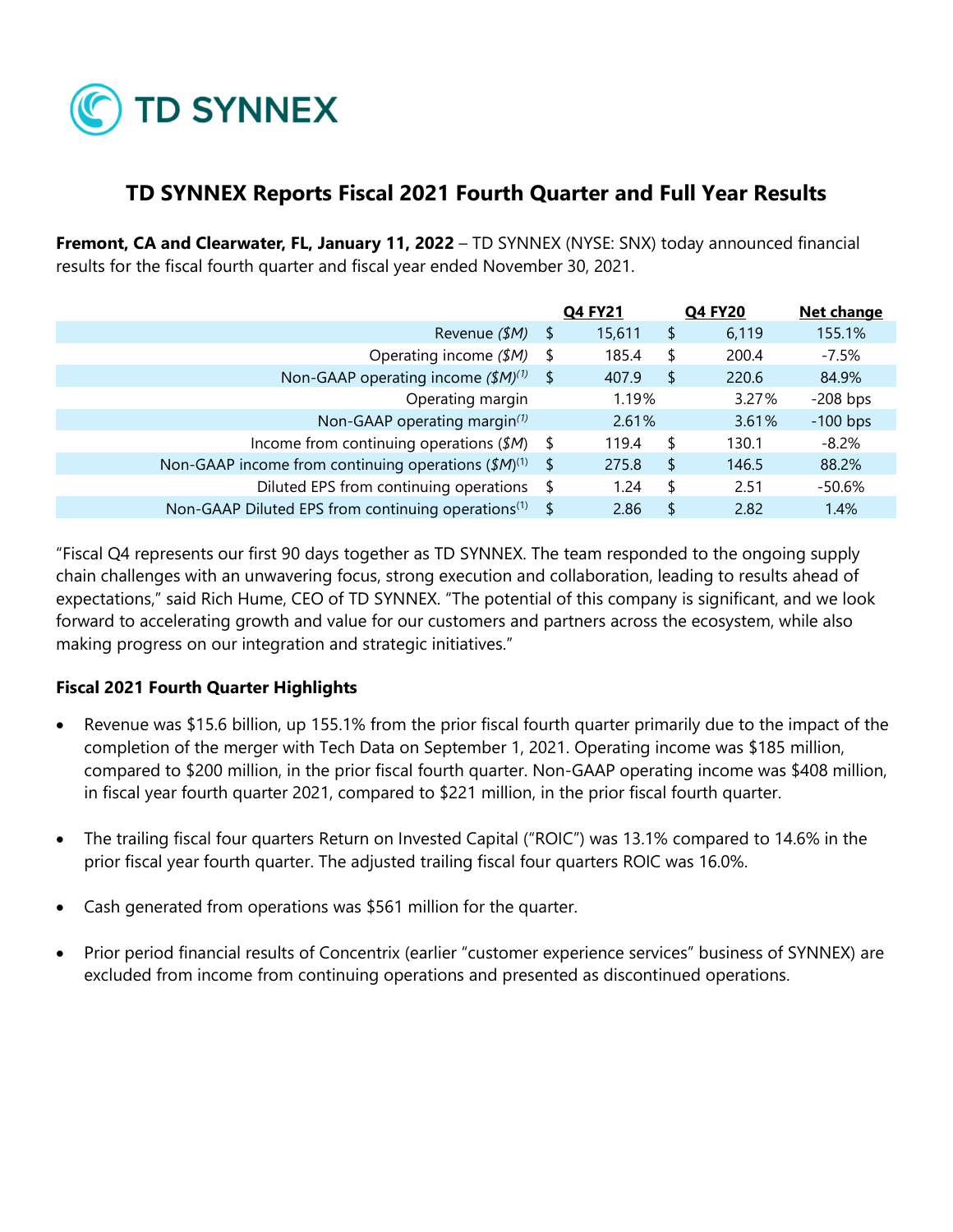TD SYNNEX

# TD SYNNEX Reports Fiscal 2021 Fourth Quarter and Full Year Results

**Fremont, CA and Clearwater, FL, January 11, 2022** – TD SYNNEX (NYSE: SNX) today announced financial results for the fiscal fourth quarter and fiscal year ended November 30, 2021.

| | Q4 FY21 | Q4 FY20 | Net change |
|---|---|---|---|
| Revenue *($M)* | $ 15,611 | $ 6,119 | 155.1% |
| Operating income *($M)* | $ 185.4 | $ 200.4 | -7.5% |
| Non-GAAP operating income *($M)*[(1)] | $ 407.9 | $ 220.6 | 84.9% |
| Operating margin | 1.19% | 3.27% | -208 bps |
| Non-GAAP operating margin[(1)] | 2.61% | 3.61% | -100 bps |
| Income from continuing operations (*$M*) | $ 119.4 | $ 130.1 | -8.2% |
| Non-GAAP income from continuing operations (*$M*)[(1)] | $ 275.8 | $ 146.5 | 88.2% |
| Diluted EPS from continuing operations | $ 1.24 | $ 2.51 | -50.6% |
| Non-GAAP Diluted EPS from continuing operations[(1)] | $ 2.86 | $ 2.82 | 1.4% |

"Fiscal Q4 represents our first 90 days together as TD SYNNEX. The team responded to the ongoing supply chain challenges with an unwavering focus, strong execution and collaboration, leading to results ahead of expectations," said Rich Hume, CEO of TD SYNNEX. "The potential of this company is significant, and we look forward to accelerating growth and value for our customers and partners across the ecosystem, while also making progress on our integration and strategic initiatives."

**Fiscal 2021 Fourth Quarter Highlights**

- Revenue was $15.6 billion, up 155.1% from the prior fiscal fourth quarter primarily due to the impact of the completion of the merger with Tech Data on September 1, 2021. Operating income was $185 million, compared to $200 million, in the prior fiscal fourth quarter. Non-GAAP operating income was $408 million, in fiscal year fourth quarter 2021, compared to $221 million, in the prior fiscal fourth quarter.

- The trailing fiscal four quarters Return on Invested Capital ("ROIC") was 13.1% compared to 14.6% in the prior fiscal year fourth quarter. The adjusted trailing fiscal four quarters ROIC was 16.0%.

- Cash generated from operations was $561 million for the quarter.

- Prior period financial results of Concentrix (earlier "customer experience services" business of SYNNEX) are excluded from income from continuing operations and presented as discontinued operations.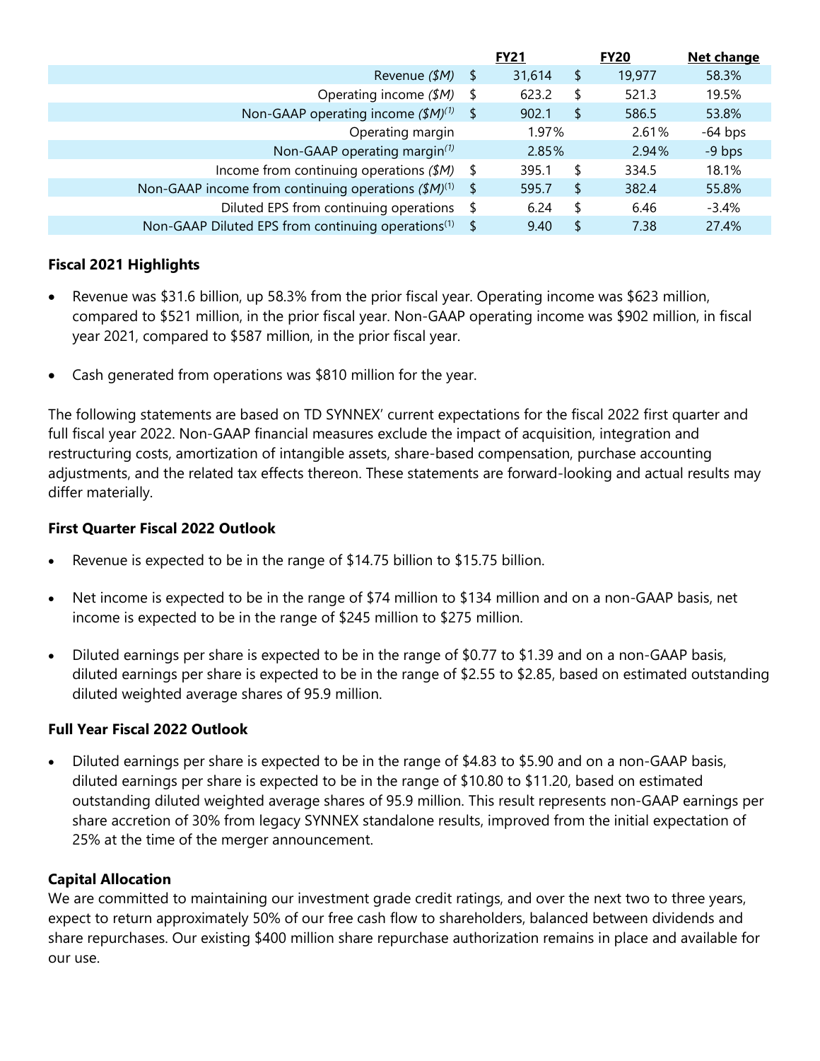| | FY21 | FY20 | Net change |
|---|---|---|---|
| Revenue *($M)* | $ 31,614 | $ 19,977 | 58.3% |
| Operating income *($M)* | $ 623.2 | $ 521.3 | 19.5% |
| Non-GAAP operating income *($M)*(1) | $ 902.1 | $ 586.5 | 53.8% |
| Operating margin | 1.97% | 2.61% | -64 bps |
| Non-GAAP operating margin(1) | 2.85% | 2.94% | -9 bps |
| Income from continuing operations *($M)* | $ 395.1 | $ 334.5 | 18.1% |
| Non-GAAP income from continuing operations *($M)*(1) | $ 595.7 | $ 382.4 | 55.8% |
| Diluted EPS from continuing operations | $ 6.24 | $ 6.46 | -3.4% |
| Non-GAAP Diluted EPS from continuing operations(1) | $ 9.40 | $ 7.38 | 27.4% |

**Fiscal 2021 Highlights**

- Revenue was $31.6 billion, up 58.3% from the prior fiscal year. Operating income was $623 million, compared to $521 million, in the prior fiscal year. Non-GAAP operating income was $902 million, in fiscal year 2021, compared to $587 million, in the prior fiscal year.
- Cash generated from operations was $810 million for the year.

The following statements are based on TD SYNNEX' current expectations for the fiscal 2022 first quarter and full fiscal year 2022. Non-GAAP financial measures exclude the impact of acquisition, integration and restructuring costs, amortization of intangible assets, share-based compensation, purchase accounting adjustments, and the related tax effects thereon. These statements are forward-looking and actual results may differ materially.

**First Quarter Fiscal 2022 Outlook**

- Revenue is expected to be in the range of $14.75 billion to $15.75 billion.
- Net income is expected to be in the range of $74 million to $134 million and on a non-GAAP basis, net income is expected to be in the range of $245 million to $275 million.
- Diluted earnings per share is expected to be in the range of $0.77 to $1.39 and on a non-GAAP basis, diluted earnings per share is expected to be in the range of $2.55 to $2.85, based on estimated outstanding diluted weighted average shares of 95.9 million.

**Full Year Fiscal 2022 Outlook**

- Diluted earnings per share is expected to be in the range of $4.83 to $5.90 and on a non-GAAP basis, diluted earnings per share is expected to be in the range of $10.80 to $11.20, based on estimated outstanding diluted weighted average shares of 95.9 million. This result represents non-GAAP earnings per share accretion of 30% from legacy SYNNEX standalone results, improved from the initial expectation of 25% at the time of the merger announcement.

**Capital Allocation**

We are committed to maintaining our investment grade credit ratings, and over the next two to three years, expect to return approximately 50% of our free cash flow to shareholders, balanced between dividends and share repurchases. Our existing $400 million share repurchase authorization remains in place and available for our use.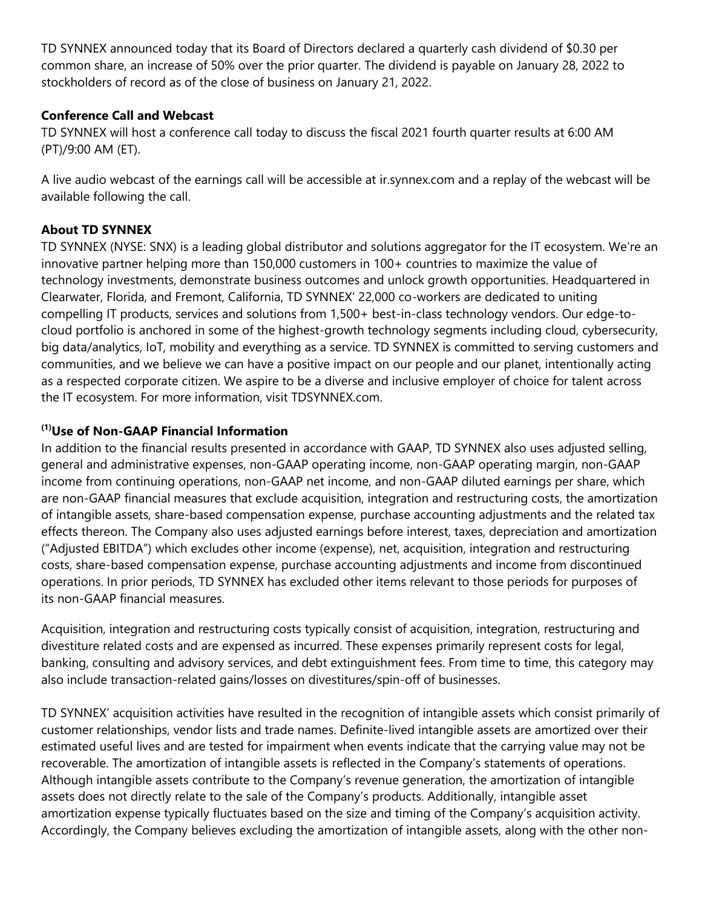TD SYNNEX announced today that its Board of Directors declared a quarterly cash dividend of $0.30 per common share, an increase of 50% over the prior quarter. The dividend is payable on January 28, 2022 to stockholders of record as of the close of business on January 21, 2022.

**Conference Call and Webcast**

TD SYNNEX will host a conference call today to discuss the fiscal 2021 fourth quarter results at 6:00 AM (PT)/9:00 AM (ET).

A live audio webcast of the earnings call will be accessible at ir.synnex.com and a replay of the webcast will be available following the call.

**About TD SYNNEX**

TD SYNNEX (NYSE: SNX) is a leading global distributor and solutions aggregator for the IT ecosystem. We're an innovative partner helping more than 150,000 customers in 100+ countries to maximize the value of technology investments, demonstrate business outcomes and unlock growth opportunities. Headquartered in Clearwater, Florida, and Fremont, California, TD SYNNEX' 22,000 co-workers are dedicated to uniting compelling IT products, services and solutions from 1,500+ best-in-class technology vendors. Our edge-to-cloud portfolio is anchored in some of the highest-growth technology segments including cloud, cybersecurity, big data/analytics, IoT, mobility and everything as a service. TD SYNNEX is committed to serving customers and communities, and we believe we can have a positive impact on our people and our planet, intentionally acting as a respected corporate citizen. We aspire to be a diverse and inclusive employer of choice for talent across the IT ecosystem. For more information, visit TDSYNNEX.com.

**(1)Use of Non-GAAP Financial Information**

In addition to the financial results presented in accordance with GAAP, TD SYNNEX also uses adjusted selling, general and administrative expenses, non-GAAP operating income, non-GAAP operating margin, non-GAAP income from continuing operations, non-GAAP net income, and non-GAAP diluted earnings per share, which are non-GAAP financial measures that exclude acquisition, integration and restructuring costs, the amortization of intangible assets, share-based compensation expense, purchase accounting adjustments and the related tax effects thereon. The Company also uses adjusted earnings before interest, taxes, depreciation and amortization ("Adjusted EBITDA") which excludes other income (expense), net, acquisition, integration and restructuring costs, share-based compensation expense, purchase accounting adjustments and income from discontinued operations. In prior periods, TD SYNNEX has excluded other items relevant to those periods for purposes of its non-GAAP financial measures.

Acquisition, integration and restructuring costs typically consist of acquisition, integration, restructuring and divestiture related costs and are expensed as incurred. These expenses primarily represent costs for legal, banking, consulting and advisory services, and debt extinguishment fees. From time to time, this category may also include transaction-related gains/losses on divestitures/spin-off of businesses.

TD SYNNEX' acquisition activities have resulted in the recognition of intangible assets which consist primarily of customer relationships, vendor lists and trade names. Definite-lived intangible assets are amortized over their estimated useful lives and are tested for impairment when events indicate that the carrying value may not be recoverable. The amortization of intangible assets is reflected in the Company's statements of operations. Although intangible assets contribute to the Company's revenue generation, the amortization of intangible assets does not directly relate to the sale of the Company's products. Additionally, intangible asset amortization expense typically fluctuates based on the size and timing of the Company's acquisition activity. Accordingly, the Company believes excluding the amortization of intangible assets, along with the other non-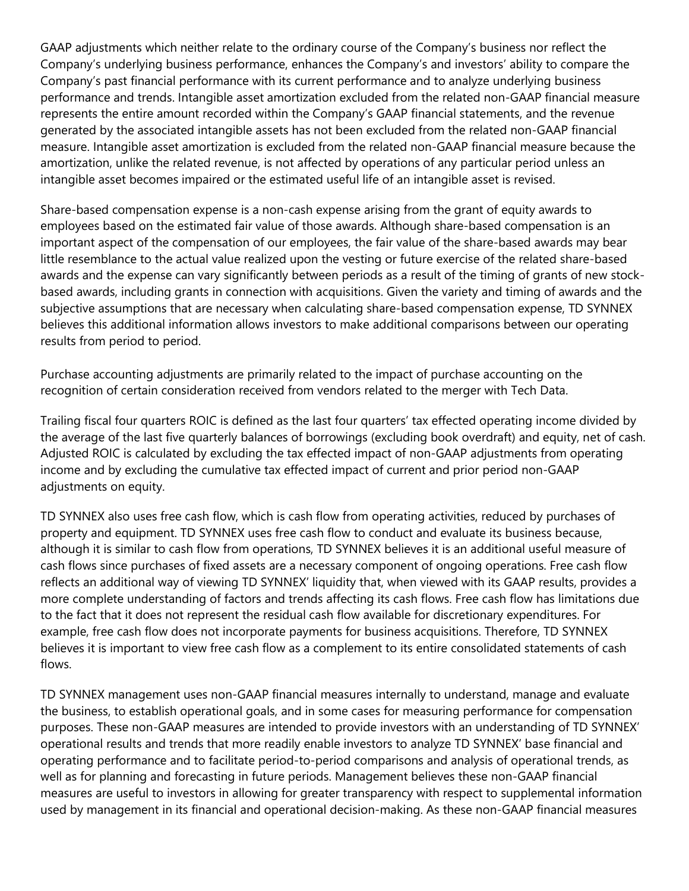GAAP adjustments which neither relate to the ordinary course of the Company's business nor reflect the Company's underlying business performance, enhances the Company's and investors' ability to compare the Company's past financial performance with its current performance and to analyze underlying business performance and trends. Intangible asset amortization excluded from the related non-GAAP financial measure represents the entire amount recorded within the Company's GAAP financial statements, and the revenue generated by the associated intangible assets has not been excluded from the related non-GAAP financial measure. Intangible asset amortization is excluded from the related non-GAAP financial measure because the amortization, unlike the related revenue, is not affected by operations of any particular period unless an intangible asset becomes impaired or the estimated useful life of an intangible asset is revised.

Share-based compensation expense is a non-cash expense arising from the grant of equity awards to employees based on the estimated fair value of those awards. Although share-based compensation is an important aspect of the compensation of our employees, the fair value of the share-based awards may bear little resemblance to the actual value realized upon the vesting or future exercise of the related share-based awards and the expense can vary significantly between periods as a result of the timing of grants of new stock-based awards, including grants in connection with acquisitions. Given the variety and timing of awards and the subjective assumptions that are necessary when calculating share-based compensation expense, TD SYNNEX believes this additional information allows investors to make additional comparisons between our operating results from period to period.

Purchase accounting adjustments are primarily related to the impact of purchase accounting on the recognition of certain consideration received from vendors related to the merger with Tech Data.

Trailing fiscal four quarters ROIC is defined as the last four quarters' tax effected operating income divided by the average of the last five quarterly balances of borrowings (excluding book overdraft) and equity, net of cash. Adjusted ROIC is calculated by excluding the tax effected impact of non-GAAP adjustments from operating income and by excluding the cumulative tax effected impact of current and prior period non-GAAP adjustments on equity.

TD SYNNEX also uses free cash flow, which is cash flow from operating activities, reduced by purchases of property and equipment. TD SYNNEX uses free cash flow to conduct and evaluate its business because, although it is similar to cash flow from operations, TD SYNNEX believes it is an additional useful measure of cash flows since purchases of fixed assets are a necessary component of ongoing operations. Free cash flow reflects an additional way of viewing TD SYNNEX' liquidity that, when viewed with its GAAP results, provides a more complete understanding of factors and trends affecting its cash flows. Free cash flow has limitations due to the fact that it does not represent the residual cash flow available for discretionary expenditures. For example, free cash flow does not incorporate payments for business acquisitions. Therefore, TD SYNNEX believes it is important to view free cash flow as a complement to its entire consolidated statements of cash flows.

TD SYNNEX management uses non-GAAP financial measures internally to understand, manage and evaluate the business, to establish operational goals, and in some cases for measuring performance for compensation purposes. These non-GAAP measures are intended to provide investors with an understanding of TD SYNNEX' operational results and trends that more readily enable investors to analyze TD SYNNEX' base financial and operating performance and to facilitate period-to-period comparisons and analysis of operational trends, as well as for planning and forecasting in future periods. Management believes these non-GAAP financial measures are useful to investors in allowing for greater transparency with respect to supplemental information used by management in its financial and operational decision-making. As these non-GAAP financial measures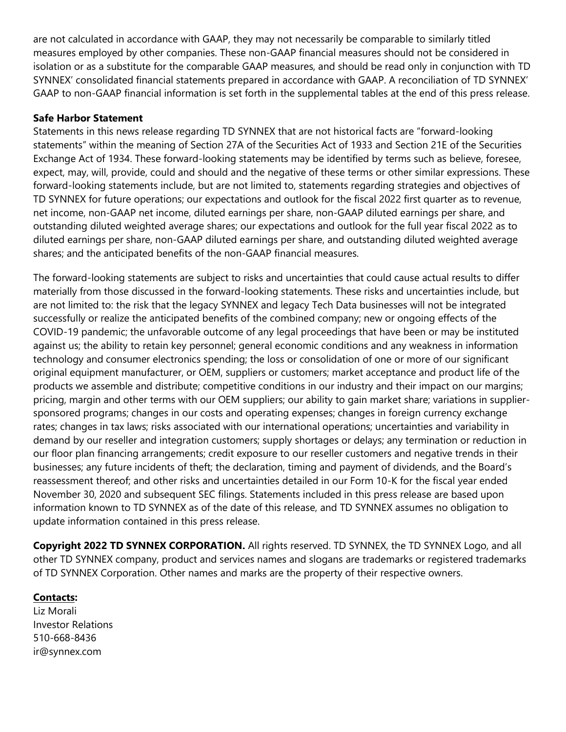are not calculated in accordance with GAAP, they may not necessarily be comparable to similarly titled measures employed by other companies. These non-GAAP financial measures should not be considered in isolation or as a substitute for the comparable GAAP measures, and should be read only in conjunction with TD SYNNEX' consolidated financial statements prepared in accordance with GAAP. A reconciliation of TD SYNNEX' GAAP to non-GAAP financial information is set forth in the supplemental tables at the end of this press release.

**Safe Harbor Statement**

Statements in this news release regarding TD SYNNEX that are not historical facts are "forward-looking statements" within the meaning of Section 27A of the Securities Act of 1933 and Section 21E of the Securities Exchange Act of 1934. These forward-looking statements may be identified by terms such as believe, foresee, expect, may, will, provide, could and should and the negative of these terms or other similar expressions. These forward-looking statements include, but are not limited to, statements regarding strategies and objectives of TD SYNNEX for future operations; our expectations and outlook for the fiscal 2022 first quarter as to revenue, net income, non-GAAP net income, diluted earnings per share, non-GAAP diluted earnings per share, and outstanding diluted weighted average shares; our expectations and outlook for the full year fiscal 2022 as to diluted earnings per share, non-GAAP diluted earnings per share, and outstanding diluted weighted average shares; and the anticipated benefits of the non-GAAP financial measures.

The forward-looking statements are subject to risks and uncertainties that could cause actual results to differ materially from those discussed in the forward-looking statements. These risks and uncertainties include, but are not limited to: the risk that the legacy SYNNEX and legacy Tech Data businesses will not be integrated successfully or realize the anticipated benefits of the combined company; new or ongoing effects of the COVID-19 pandemic; the unfavorable outcome of any legal proceedings that have been or may be instituted against us; the ability to retain key personnel; general economic conditions and any weakness in information technology and consumer electronics spending; the loss or consolidation of one or more of our significant original equipment manufacturer, or OEM, suppliers or customers; market acceptance and product life of the products we assemble and distribute; competitive conditions in our industry and their impact on our margins; pricing, margin and other terms with our OEM suppliers; our ability to gain market share; variations in supplier-sponsored programs; changes in our costs and operating expenses; changes in foreign currency exchange rates; changes in tax laws; risks associated with our international operations; uncertainties and variability in demand by our reseller and integration customers; supply shortages or delays; any termination or reduction in our floor plan financing arrangements; credit exposure to our reseller customers and negative trends in their businesses; any future incidents of theft; the declaration, timing and payment of dividends, and the Board's reassessment thereof; and other risks and uncertainties detailed in our Form 10-K for the fiscal year ended November 30, 2020 and subsequent SEC filings. Statements included in this press release are based upon information known to TD SYNNEX as of the date of this release, and TD SYNNEX assumes no obligation to update information contained in this press release.

**Copyright 2022 TD SYNNEX CORPORATION.** All rights reserved. TD SYNNEX, the TD SYNNEX Logo, and all other TD SYNNEX company, product and services names and slogans are trademarks or registered trademarks of TD SYNNEX Corporation. Other names and marks are the property of their respective owners.

**Contacts:**

Liz Morali
Investor Relations
510-668-8436
ir@synnex.com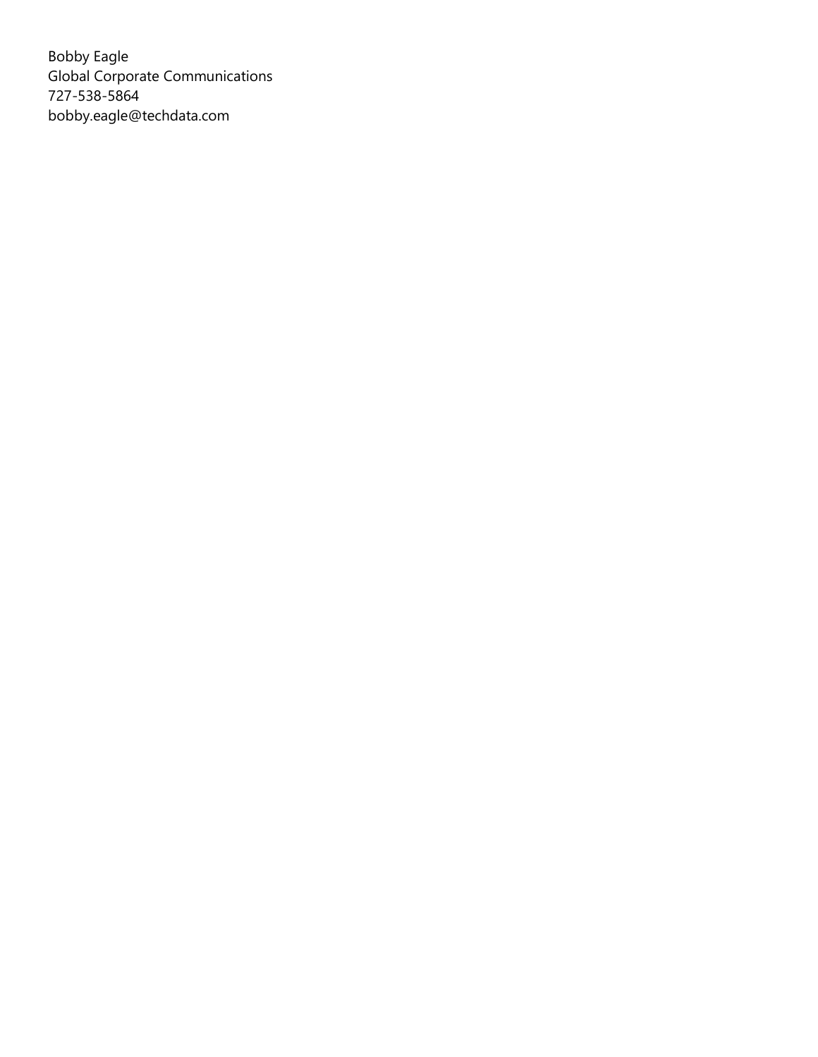Bobby Eagle
Global Corporate Communications
727-538-5864
bobby.eagle@techdata.com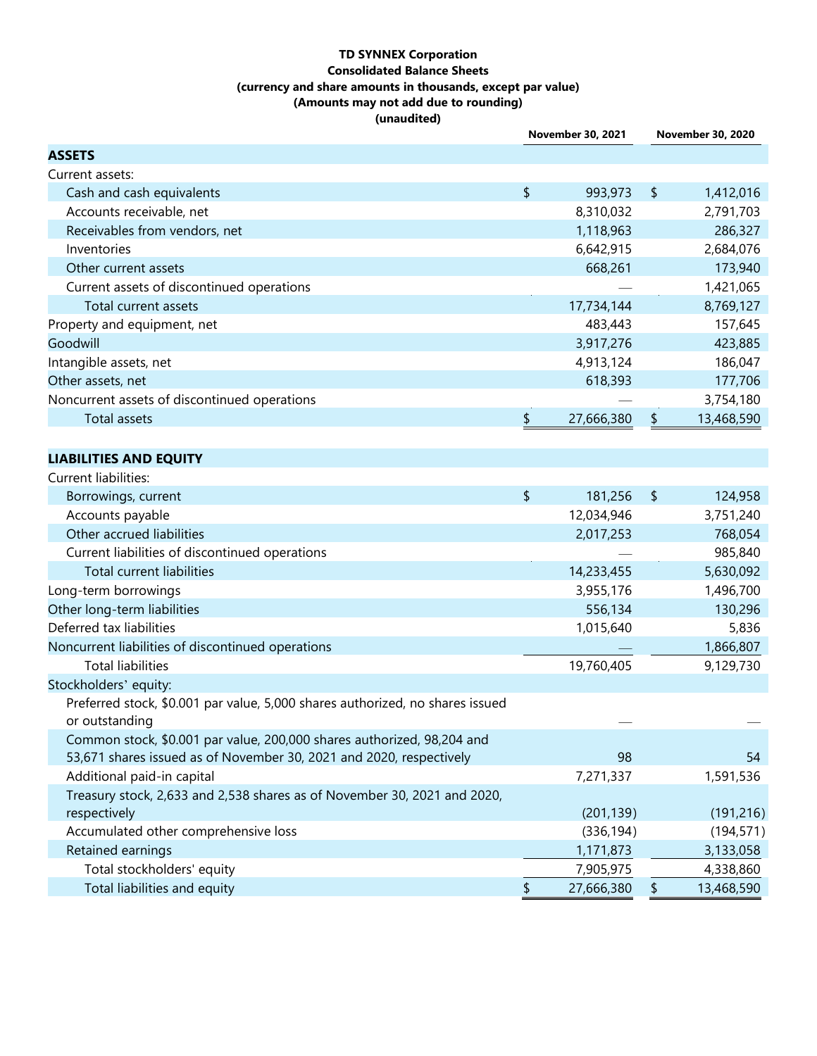**TD SYNNEX Corporation**
**Consolidated Balance Sheets**
**(currency and share amounts in thousands, except par value)**
**(Amounts may not add due to rounding)**
**(unaudited)**

| | November 30, 2021 | November 30, 2020 |
|---|---|---|
| **ASSETS** | | |
| Current assets: | | |
| Cash and cash equivalents | $ 993,973 | $ 1,412,016 |
| Accounts receivable, net | 8,310,032 | 2,791,703 |
| Receivables from vendors, net | 1,118,963 | 286,327 |
| Inventories | 6,642,915 | 2,684,076 |
| Other current assets | 668,261 | 173,940 |
| Current assets of discontinued operations | — | 1,421,065 |
| Total current assets | 17,734,144 | 8,769,127 |
| Property and equipment, net | 483,443 | 157,645 |
| Goodwill | 3,917,276 | 423,885 |
| Intangible assets, net | 4,913,124 | 186,047 |
| Other assets, net | 618,393 | 177,706 |
| Noncurrent assets of discontinued operations | — | 3,754,180 |
| Total assets | $ 27,666,380 | $ 13,468,590 |
| **LIABILITIES AND EQUITY** | | |
| Current liabilities: | | |
| Borrowings, current | $ 181,256 | $ 124,958 |
| Accounts payable | 12,034,946 | 3,751,240 |
| Other accrued liabilities | 2,017,253 | 768,054 |
| Current liabilities of discontinued operations | — | 985,840 |
| Total current liabilities | 14,233,455 | 5,630,092 |
| Long-term borrowings | 3,955,176 | 1,496,700 |
| Other long-term liabilities | 556,134 | 130,296 |
| Deferred tax liabilities | 1,015,640 | 5,836 |
| Noncurrent liabilities of discontinued operations | — | 1,866,807 |
| Total liabilities | 19,760,405 | 9,129,730 |
| Stockholders' equity: | | |
| Preferred stock, $0.001 par value, 5,000 shares authorized, no shares issued or outstanding | — | — |
| Common stock, $0.001 par value, 200,000 shares authorized, 98,204 and 53,671 shares issued as of November 30, 2021 and 2020, respectively | 98 | 54 |
| Additional paid-in capital | 7,271,337 | 1,591,536 |
| Treasury stock, 2,633 and 2,538 shares as of November 30, 2021 and 2020, respectively | (201,139) | (191,216) |
| Accumulated other comprehensive loss | (336,194) | (194,571) |
| Retained earnings | 1,171,873 | 3,133,058 |
| Total stockholders' equity | 7,905,975 | 4,338,860 |
| Total liabilities and equity | $ 27,666,380 | $ 13,468,590 |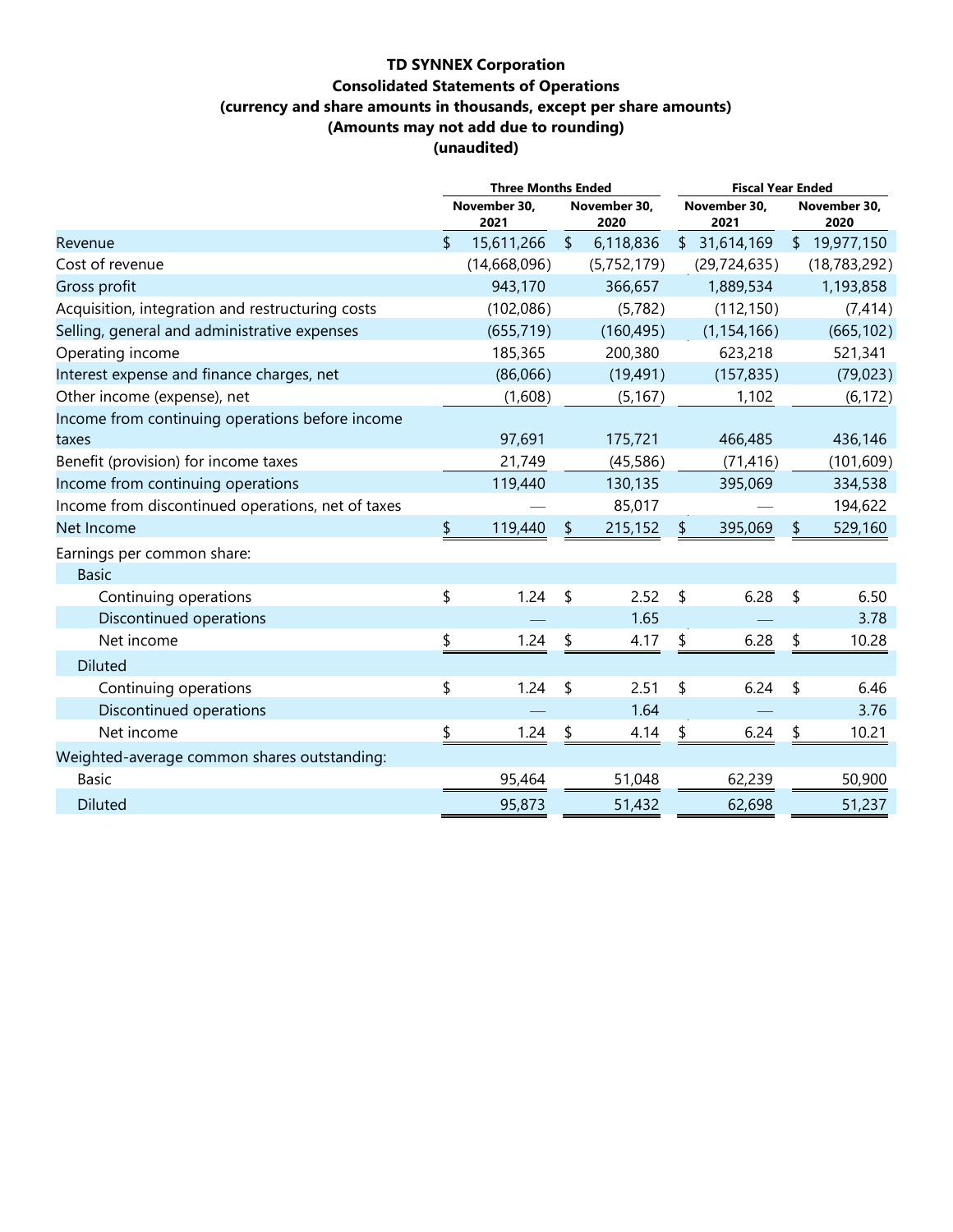**TD SYNNEX Corporation**
**Consolidated Statements of Operations**
**(currency and share amounts in thousands, except per share amounts)**
**(Amounts may not add due to rounding)**
**(unaudited)**

| | Three Months Ended | | Fiscal Year Ended | |
|---|---|---|---|---|
| | November 30, 2021 | November 30, 2020 | November 30, 2021 | November 30, 2020 |
| Revenue | $ 15,611,266 | $ 6,118,836 | $ 31,614,169 | $ 19,977,150 |
| Cost of revenue | (14,668,096) | (5,752,179) | (29,724,635) | (18,783,292) |
| Gross profit | 943,170 | 366,657 | 1,889,534 | 1,193,858 |
| Acquisition, integration and restructuring costs | (102,086) | (5,782) | (112,150) | (7,414) |
| Selling, general and administrative expenses | (655,719) | (160,495) | (1,154,166) | (665,102) |
| Operating income | 185,365 | 200,380 | 623,218 | 521,341 |
| Interest expense and finance charges, net | (86,066) | (19,491) | (157,835) | (79,023) |
| Other income (expense), net | (1,608) | (5,167) | 1,102 | (6,172) |
| Income from continuing operations before income taxes | 97,691 | 175,721 | 466,485 | 436,146 |
| Benefit (provision) for income taxes | 21,749 | (45,586) | (71,416) | (101,609) |
| Income from continuing operations | 119,440 | 130,135 | 395,069 | 334,538 |
| Income from discontinued operations, net of taxes | — | 85,017 | — | 194,622 |
| Net Income | $ 119,440 | $ 215,152 | $ 395,069 | $ 529,160 |
| Earnings per common share: | | | | |
| Basic | | | | |
| Continuing operations | $ 1.24 | $ 2.52 | $ 6.28 | $ 6.50 |
| Discontinued operations | — | 1.65 | — | 3.78 |
| Net income | $ 1.24 | $ 4.17 | $ 6.28 | $ 10.28 |
| Diluted | | | | |
| Continuing operations | $ 1.24 | $ 2.51 | $ 6.24 | $ 6.46 |
| Discontinued operations | — | 1.64 | — | 3.76 |
| Net income | $ 1.24 | $ 4.14 | $ 6.24 | $ 10.21 |
| Weighted-average common shares outstanding: | | | | |
| Basic | 95,464 | 51,048 | 62,239 | 50,900 |
| Diluted | 95,873 | 51,432 | 62,698 | 51,237 |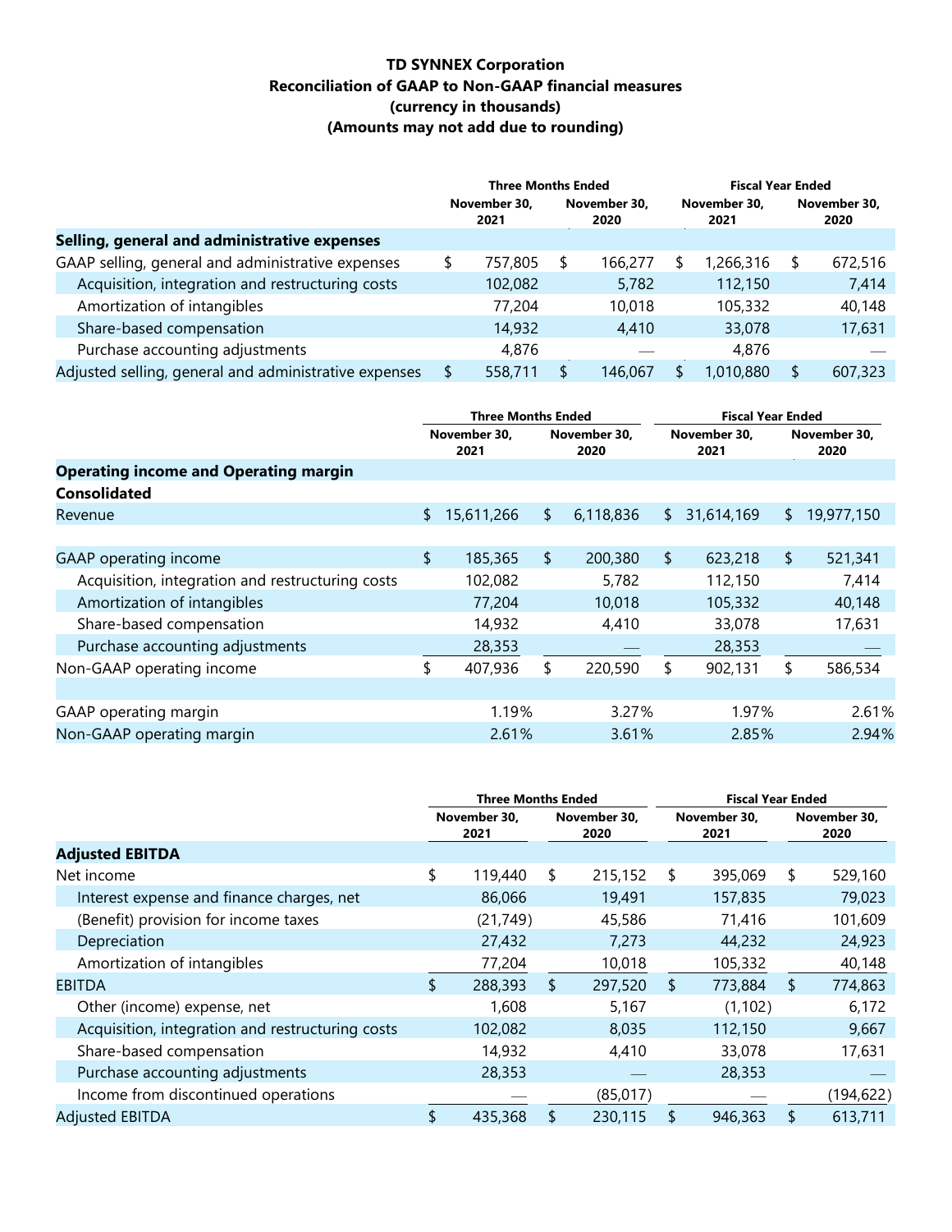**TD SYNNEX Corporation**
**Reconciliation of GAAP to Non-GAAP financial measures**
**(currency in thousands)**
**(Amounts may not add due to rounding)**

| | Three Months Ended | | Fiscal Year Ended | |
|---|---|---|---|---|
| | November 30, 2021 | November 30, 2020 | November 30, 2021 | November 30, 2020 |
| **Selling, general and administrative expenses** | | | | |
| GAAP selling, general and administrative expenses | $ 757,805 | $ 166,277 | $ 1,266,316 | $ 672,516 |
| Acquisition, integration and restructuring costs | 102,082 | 5,782 | 112,150 | 7,414 |
| Amortization of intangibles | 77,204 | 10,018 | 105,332 | 40,148 |
| Share-based compensation | 14,932 | 4,410 | 33,078 | 17,631 |
| Purchase accounting adjustments | 4,876 | — | 4,876 | — |
| Adjusted selling, general and administrative expenses | $ 558,711 | $ 146,067 | $ 1,010,880 | $ 607,323 |

| | Three Months Ended | | Fiscal Year Ended | |
|---|---|---|---|---|
| | November 30, 2021 | November 30, 2020 | November 30, 2021 | November 30, 2020 |
| **Operating income and Operating margin** | | | | |
| **Consolidated** | | | | |
| Revenue | $ 15,611,266 | $ 6,118,836 | $ 31,614,169 | $ 19,977,150 |
| | | | | |
| GAAP operating income | $ 185,365 | $ 200,380 | $ 623,218 | $ 521,341 |
| Acquisition, integration and restructuring costs | 102,082 | 5,782 | 112,150 | 7,414 |
| Amortization of intangibles | 77,204 | 10,018 | 105,332 | 40,148 |
| Share-based compensation | 14,932 | 4,410 | 33,078 | 17,631 |
| Purchase accounting adjustments | 28,353 | — | 28,353 | — |
| Non-GAAP operating income | $ 407,936 | $ 220,590 | $ 902,131 | $ 586,534 |
| | | | | |
| GAAP operating margin | 1.19% | 3.27% | 1.97% | 2.61% |
| Non-GAAP operating margin | 2.61% | 3.61% | 2.85% | 2.94% |

| | Three Months Ended | | Fiscal Year Ended | |
|---|---|---|---|---|
| | November 30, 2021 | November 30, 2020 | November 30, 2021 | November 30, 2020 |
| **Adjusted EBITDA** | | | | |
| Net income | $ 119,440 | $ 215,152 | $ 395,069 | $ 529,160 |
| Interest expense and finance charges, net | 86,066 | 19,491 | 157,835 | 79,023 |
| (Benefit) provision for income taxes | (21,749) | 45,586 | 71,416 | 101,609 |
| Depreciation | 27,432 | 7,273 | 44,232 | 24,923 |
| Amortization of intangibles | 77,204 | 10,018 | 105,332 | 40,148 |
| EBITDA | $ 288,393 | $ 297,520 | $ 773,884 | $ 774,863 |
| Other (income) expense, net | 1,608 | 5,167 | (1,102) | 6,172 |
| Acquisition, integration and restructuring costs | 102,082 | 8,035 | 112,150 | 9,667 |
| Share-based compensation | 14,932 | 4,410 | 33,078 | 17,631 |
| Purchase accounting adjustments | 28,353 | — | 28,353 | — |
| Income from discontinued operations | — | (85,017) | — | (194,622) |
| Adjusted EBITDA | $ 435,368 | $ 230,115 | $ 946,363 | $ 613,711 |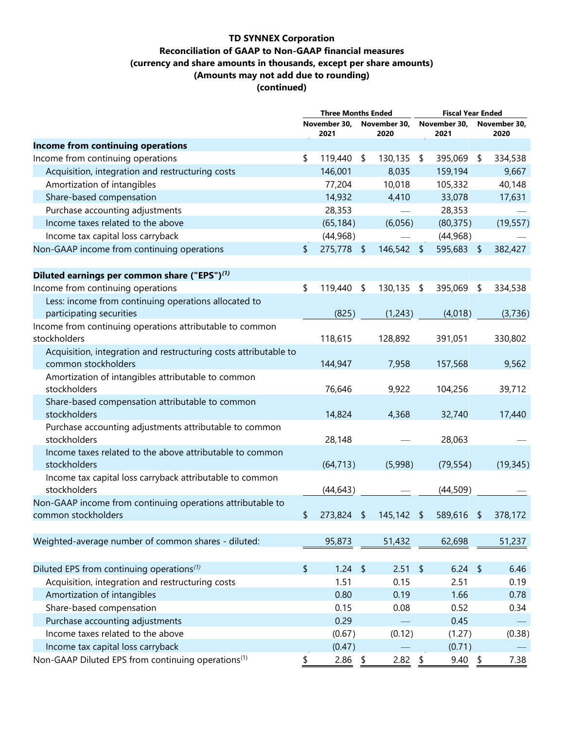**TD SYNNEX Corporation**
**Reconciliation of GAAP to Non-GAAP financial measures**
**(currency and share amounts in thousands, except per share amounts)**
**(Amounts may not add due to rounding)**
**(continued)**

| | Three Months Ended | | Fiscal Year Ended | |
|---|---|---|---|---|
| | November 30, 2021 | November 30, 2020 | November 30, 2021 | November 30, 2020 |
| **Income from continuing operations** | | | | |
| Income from continuing operations | $ 119,440 | $ 130,135 | $ 395,069 | $ 334,538 |
| Acquisition, integration and restructuring costs | 146,001 | 8,035 | 159,194 | 9,667 |
| Amortization of intangibles | 77,204 | 10,018 | 105,332 | 40,148 |
| Share-based compensation | 14,932 | 4,410 | 33,078 | 17,631 |
| Purchase accounting adjustments | 28,353 | — | 28,353 | — |
| Income taxes related to the above | (65,184) | (6,056) | (80,375) | (19,557) |
| Income tax capital loss carryback | (44,968) | — | (44,968) | — |
| Non-GAAP income from continuing operations | $ 275,778 | $ 146,542 | $ 595,683 | $ 382,427 |
| | | | | |
| **Diluted earnings per common share ("EPS")(1)** | | | | |
| Income from continuing operations | $ 119,440 | $ 130,135 | $ 395,069 | $ 334,538 |
| Less: income from continuing operations allocated to participating securities | (825) | (1,243) | (4,018) | (3,736) |
| Income from continuing operations attributable to common stockholders | 118,615 | 128,892 | 391,051 | 330,802 |
| Acquisition, integration and restructuring costs attributable to common stockholders | 144,947 | 7,958 | 157,568 | 9,562 |
| Amortization of intangibles attributable to common stockholders | 76,646 | 9,922 | 104,256 | 39,712 |
| Share-based compensation attributable to common stockholders | 14,824 | 4,368 | 32,740 | 17,440 |
| Purchase accounting adjustments attributable to common stockholders | 28,148 | — | 28,063 | — |
| Income taxes related to the above attributable to common stockholders | (64,713) | (5,998) | (79,554) | (19,345) |
| Income tax capital loss carryback attributable to common stockholders | (44,643) | — | (44,509) | — |
| Non-GAAP income from continuing operations attributable to common stockholders | $ 273,824 | $ 145,142 | $ 589,616 | $ 378,172 |
| | | | | |
| Weighted-average number of common shares - diluted: | 95,873 | 51,432 | 62,698 | 51,237 |
| | | | | |
| Diluted EPS from continuing operations(1) | $ 1.24 | $ 2.51 | $ 6.24 | $ 6.46 |
| Acquisition, integration and restructuring costs | 1.51 | 0.15 | 2.51 | 0.19 |
| Amortization of intangibles | 0.80 | 0.19 | 1.66 | 0.78 |
| Share-based compensation | 0.15 | 0.08 | 0.52 | 0.34 |
| Purchase accounting adjustments | 0.29 | — | 0.45 | — |
| Income taxes related to the above | (0.67) | (0.12) | (1.27) | (0.38) |
| Income tax capital loss carryback | (0.47) | — | (0.71) | — |
| Non-GAAP Diluted EPS from continuing operations(1) | $ 2.86 | $ 2.82 | $ 9.40 | $ 7.38 |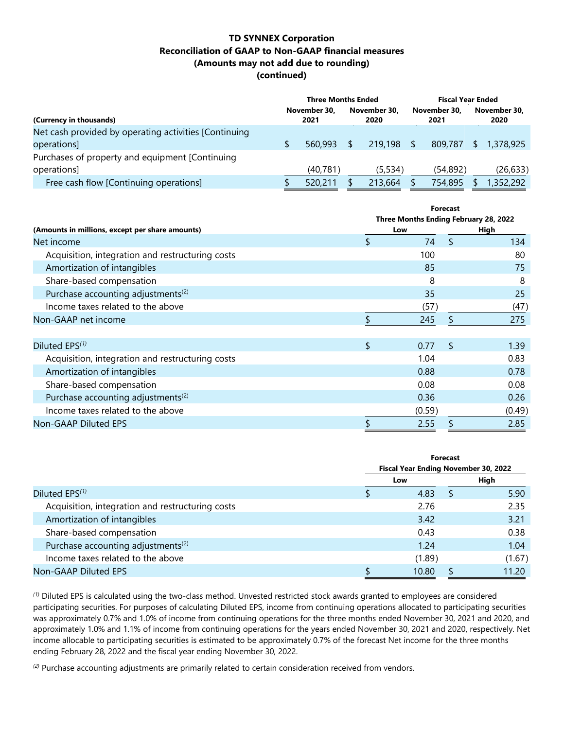**TD SYNNEX Corporation**
**Reconciliation of GAAP to Non-GAAP financial measures**
**(Amounts may not add due to rounding)**
**(continued)**

| (Currency in thousands) | Three Months Ended November 30, 2021 | Three Months Ended November 30, 2020 | Fiscal Year Ended November 30, 2021 | Fiscal Year Ended November 30, 2020 |
|---|---|---|---|---|
| Net cash provided by operating activities [Continuing operations] | $ 560,993 | $ 219,198 | $ 809,787 | $ 1,378,925 |
| Purchases of property and equipment [Continuing operations] | (40,781) | (5,534) | (54,892) | (26,633) |
| Free cash flow [Continuing operations] | $ 520,211 | $ 213,664 | $ 754,895 | $ 1,352,292 |

| (Amounts in millions, except per share amounts) | Forecast Three Months Ending February 28, 2022 Low | High |
|---|---|---|
| Net income | $ 74 | $ 134 |
| Acquisition, integration and restructuring costs | 100 | 80 |
| Amortization of intangibles | 85 | 75 |
| Share-based compensation | 8 | 8 |
| Purchase accounting adjustments[(2)] | 35 | 25 |
| Income taxes related to the above | (57) | (47) |
| Non-GAAP net income | $ 245 | $ 275 |
| | | |
| Diluted EPS[(1)] | $ 0.77 | $ 1.39 |
| Acquisition, integration and restructuring costs | 1.04 | 0.83 |
| Amortization of intangibles | 0.88 | 0.78 |
| Share-based compensation | 0.08 | 0.08 |
| Purchase accounting adjustments[(2)] | 0.36 | 0.26 |
| Income taxes related to the above | (0.59) | (0.49) |
| Non-GAAP Diluted EPS | $ 2.55 | $ 2.85 |

| | Forecast Fiscal Year Ending November 30, 2022 Low | High |
|---|---|---|
| Diluted EPS[(1)] | $ 4.83 | $ 5.90 |
| Acquisition, integration and restructuring costs | 2.76 | 2.35 |
| Amortization of intangibles | 3.42 | 3.21 |
| Share-based compensation | 0.43 | 0.38 |
| Purchase accounting adjustments[(2)] | 1.24 | 1.04 |
| Income taxes related to the above | (1.89) | (1.67) |
| Non-GAAP Diluted EPS | $ 10.80 | $ 11.20 |

[(1)] Diluted EPS is calculated using the two-class method. Unvested restricted stock awards granted to employees are considered participating securities. For purposes of calculating Diluted EPS, income from continuing operations allocated to participating securities was approximately 0.7% and 1.0% of income from continuing operations for the three months ended November 30, 2021 and 2020, and approximately 1.0% and 1.1% of income from continuing operations for the years ended November 30, 2021 and 2020, respectively. Net income allocable to participating securities is estimated to be approximately 0.7% of the forecast Net income for the three months ending February 28, 2022 and the fiscal year ending November 30, 2022.

[(2)] Purchase accounting adjustments are primarily related to certain consideration received from vendors.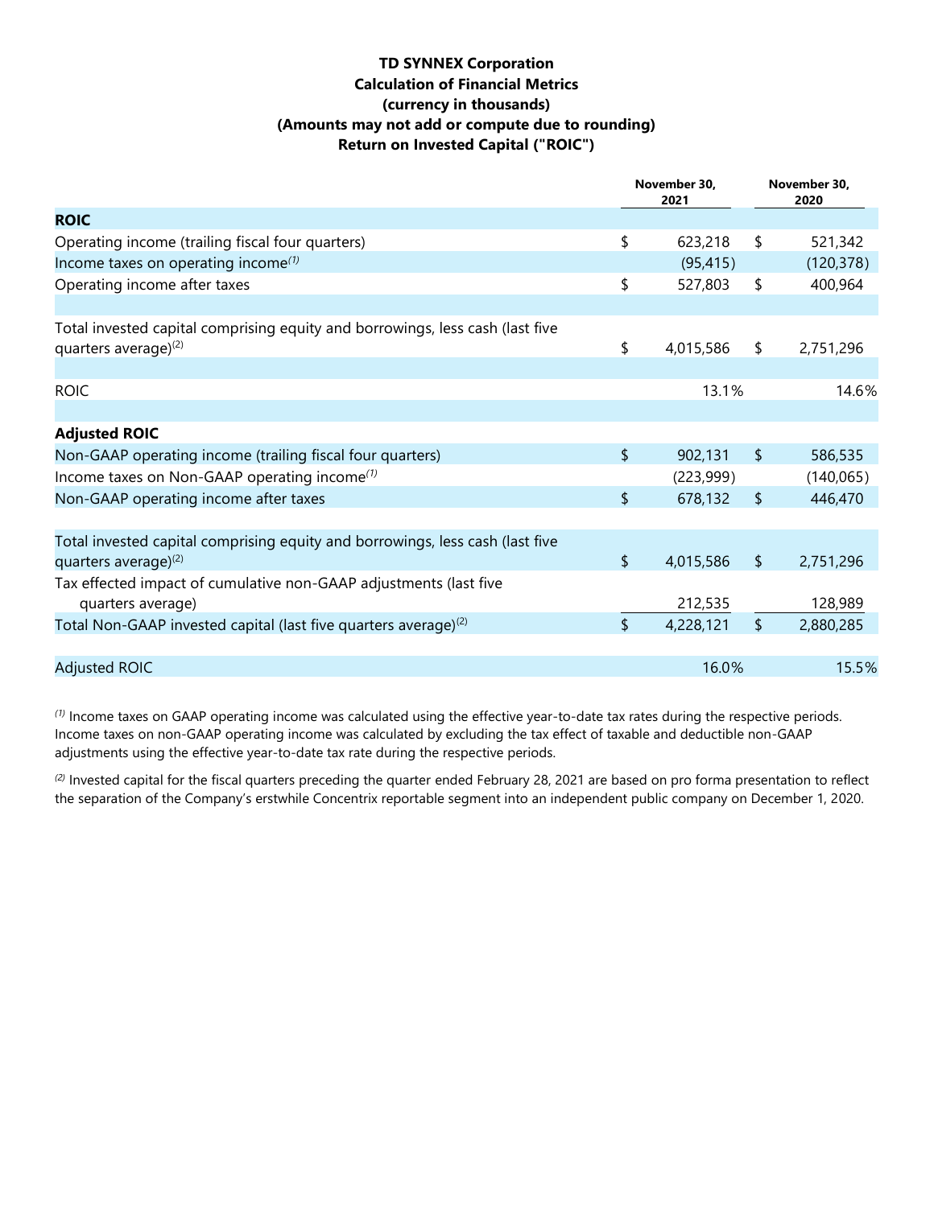**TD SYNNEX Corporation**
**Calculation of Financial Metrics**
**(currency in thousands)**
**(Amounts may not add or compute due to rounding)**
**Return on Invested Capital ("ROIC")**

| | November 30, 2021 | November 30, 2020 |
|---|---|---|
| **ROIC** | | |
| Operating income (trailing fiscal four quarters) | $ 623,218 | $ 521,342 |
| Income taxes on operating income[(1)] | (95,415) | (120,378) |
| Operating income after taxes | $ 527,803 | $ 400,964 |
| | | |
| Total invested capital comprising equity and borrowings, less cash (last five quarters average)[(2)] | $ 4,015,586 | $ 2,751,296 |
| | | |
| ROIC | 13.1% | 14.6% |
| | | |
| **Adjusted ROIC** | | |
| Non-GAAP operating income (trailing fiscal four quarters) | $ 902,131 | $ 586,535 |
| Income taxes on Non-GAAP operating income[(1)] | (223,999) | (140,065) |
| Non-GAAP operating income after taxes | $ 678,132 | $ 446,470 |
| | | |
| Total invested capital comprising equity and borrowings, less cash (last five quarters average)[(2)] | $ 4,015,586 | $ 2,751,296 |
| Tax effected impact of cumulative non-GAAP adjustments (last five quarters average) | 212,535 | 128,989 |
| Total Non-GAAP invested capital (last five quarters average)[(2)] | $ 4,228,121 | $ 2,880,285 |
| | | |
| Adjusted ROIC | 16.0% | 15.5% |

[(1)] Income taxes on GAAP operating income was calculated using the effective year-to-date tax rates during the respective periods. Income taxes on non-GAAP operating income was calculated by excluding the tax effect of taxable and deductible non-GAAP adjustments using the effective year-to-date tax rate during the respective periods.

[(2)] Invested capital for the fiscal quarters preceding the quarter ended February 28, 2021 are based on pro forma presentation to reflect the separation of the Company's erstwhile Concentrix reportable segment into an independent public company on December 1, 2020.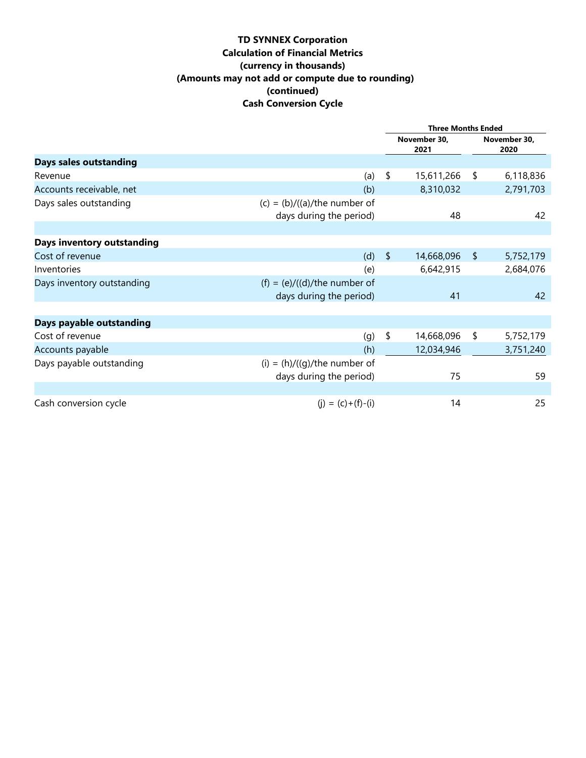# TD SYNNEX Corporation

## Calculation of Financial Metrics

### (currency in thousands)

### (Amounts may not add or compute due to rounding)

### (continued)

### Cash Conversion Cycle

| | | Three Months Ended | |
|---|---|---|---|
| | | November 30, 2021 | November 30, 2020 |
| **Days sales outstanding** | | | |
| Revenue | (a) | $ 15,611,266 | $ 6,118,836 |
| Accounts receivable, net | (b) | 8,310,032 | 2,791,703 |
| Days sales outstanding | (c) = (b)/((a)/the number of days during the period) | 48 | 42 |
| | | | |
| **Days inventory outstanding** | | | |
| Cost of revenue | (d) | $ 14,668,096 | $ 5,752,179 |
| Inventories | (e) | 6,642,915 | 2,684,076 |
| Days inventory outstanding | (f) = (e)/((d)/the number of days during the period) | 41 | 42 |
| | | | |
| **Days payable outstanding** | | | |
| Cost of revenue | (g) | $ 14,668,096 | $ 5,752,179 |
| Accounts payable | (h) | 12,034,946 | 3,751,240 |
| Days payable outstanding | (i) = (h)/((g)/the number of days during the period) | 75 | 59 |
| | | | |
| Cash conversion cycle | (j) = (c)+(f)-(i) | 14 | 25 |